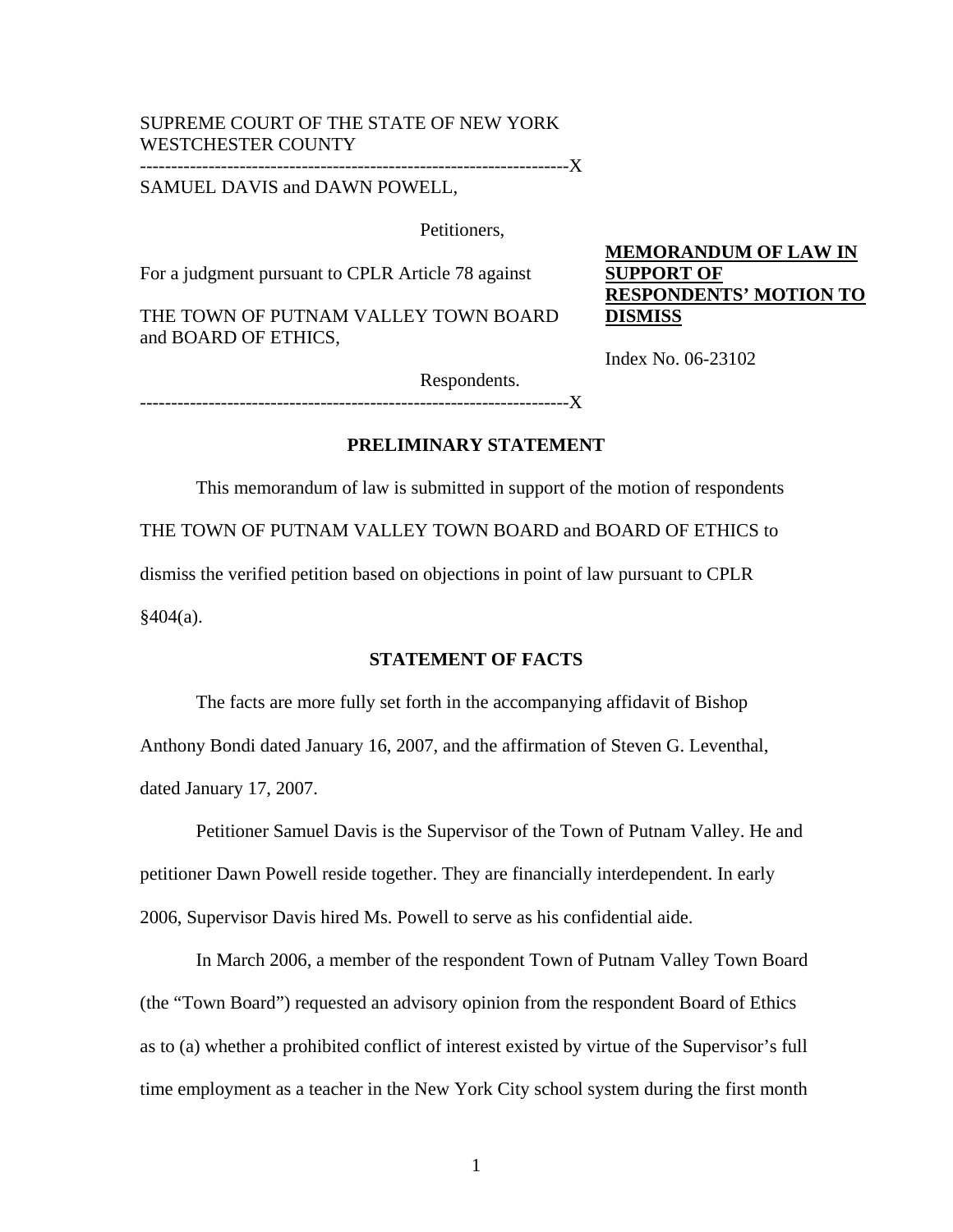SUPREME COURT OF THE STATE OF NEW YORK
WESTCHESTER COUNTY

-----------------------------------------------------------------X

SAMUEL DAVIS and DAWN POWELL,

Petitioners,

For a judgment pursuant to CPLR Article 78 against

THE TOWN OF PUTNAM VALLEY TOWN BOARD and BOARD OF ETHICS,

Respondents.

-----------------------------------------------------------------X

**MEMORANDUM OF LAW IN SUPPORT OF RESPONDENTS' MOTION TO DISMISS**

Index No. 06-23102

## PRELIMINARY STATEMENT

This memorandum of law is submitted in support of the motion of respondents THE TOWN OF PUTNAM VALLEY TOWN BOARD and BOARD OF ETHICS to dismiss the verified petition based on objections in point of law pursuant to CPLR §404(a).

## STATEMENT OF FACTS

The facts are more fully set forth in the accompanying affidavit of Bishop Anthony Bondi dated January 16, 2007, and the affirmation of Steven G. Leventhal, dated January 17, 2007.

Petitioner Samuel Davis is the Supervisor of the Town of Putnam Valley. He and petitioner Dawn Powell reside together. They are financially interdependent. In early 2006, Supervisor Davis hired Ms. Powell to serve as his confidential aide.

In March 2006, a member of the respondent Town of Putnam Valley Town Board (the "Town Board") requested an advisory opinion from the respondent Board of Ethics as to (a) whether a prohibited conflict of interest existed by virtue of the Supervisor's full time employment as a teacher in the New York City school system during the first month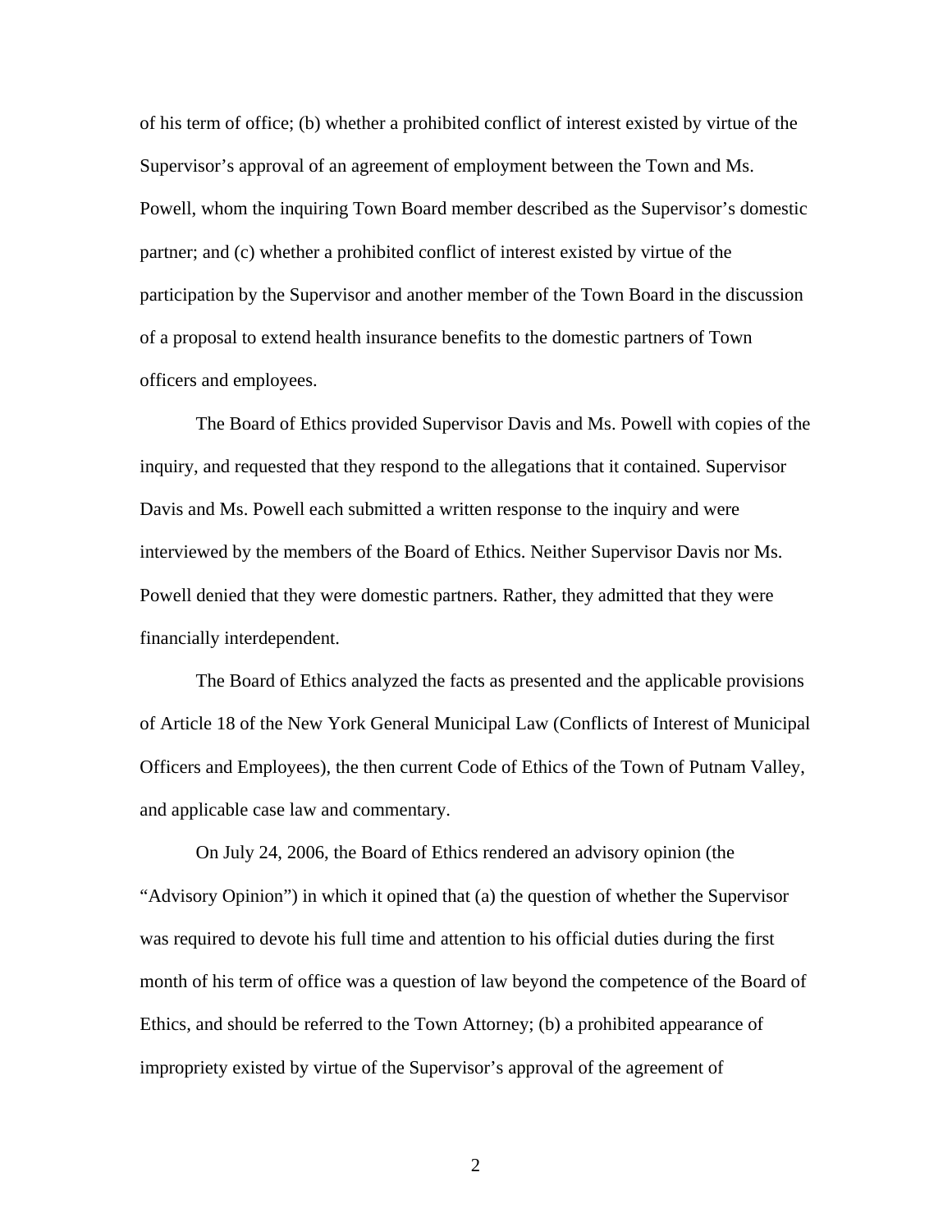of his term of office; (b) whether a prohibited conflict of interest existed by virtue of the Supervisor's approval of an agreement of employment between the Town and Ms. Powell, whom the inquiring Town Board member described as the Supervisor's domestic partner; and (c) whether a prohibited conflict of interest existed by virtue of the participation by the Supervisor and another member of the Town Board in the discussion of a proposal to extend health insurance benefits to the domestic partners of Town officers and employees.

The Board of Ethics provided Supervisor Davis and Ms. Powell with copies of the inquiry, and requested that they respond to the allegations that it contained. Supervisor Davis and Ms. Powell each submitted a written response to the inquiry and were interviewed by the members of the Board of Ethics. Neither Supervisor Davis nor Ms. Powell denied that they were domestic partners. Rather, they admitted that they were financially interdependent.

The Board of Ethics analyzed the facts as presented and the applicable provisions of Article 18 of the New York General Municipal Law (Conflicts of Interest of Municipal Officers and Employees), the then current Code of Ethics of the Town of Putnam Valley, and applicable case law and commentary.

On July 24, 2006, the Board of Ethics rendered an advisory opinion (the "Advisory Opinion") in which it opined that (a) the question of whether the Supervisor was required to devote his full time and attention to his official duties during the first month of his term of office was a question of law beyond the competence of the Board of Ethics, and should be referred to the Town Attorney; (b) a prohibited appearance of impropriety existed by virtue of the Supervisor's approval of the agreement of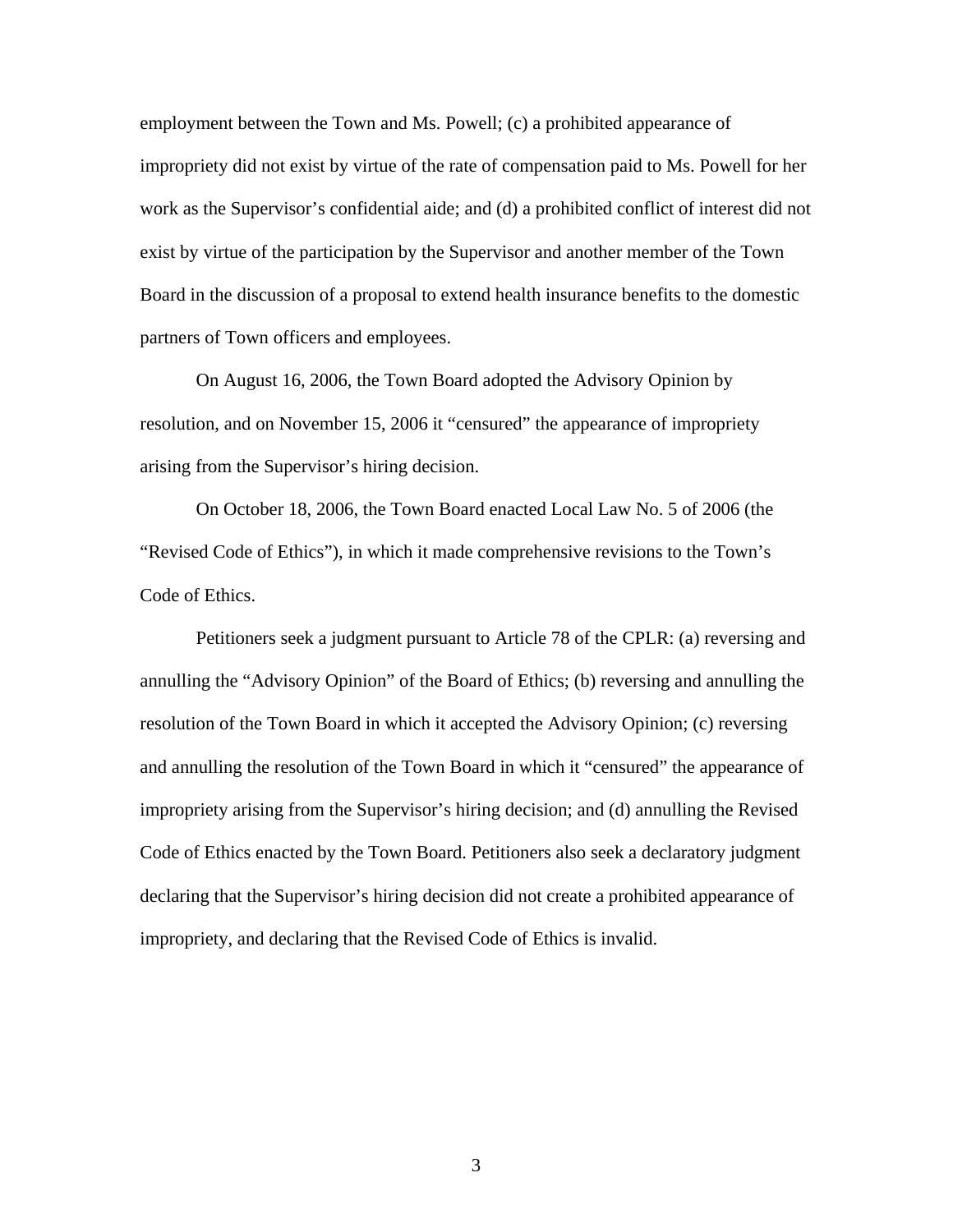employment between the Town and Ms. Powell; (c) a prohibited appearance of impropriety did not exist by virtue of the rate of compensation paid to Ms. Powell for her work as the Supervisor's confidential aide; and (d) a prohibited conflict of interest did not exist by virtue of the participation by the Supervisor and another member of the Town Board in the discussion of a proposal to extend health insurance benefits to the domestic partners of Town officers and employees.

On August 16, 2006, the Town Board adopted the Advisory Opinion by resolution, and on November 15, 2006 it "censured" the appearance of impropriety arising from the Supervisor's hiring decision.

On October 18, 2006, the Town Board enacted Local Law No. 5 of 2006 (the "Revised Code of Ethics"), in which it made comprehensive revisions to the Town's Code of Ethics.

Petitioners seek a judgment pursuant to Article 78 of the CPLR: (a) reversing and annulling the "Advisory Opinion" of the Board of Ethics; (b) reversing and annulling the resolution of the Town Board in which it accepted the Advisory Opinion; (c) reversing and annulling the resolution of the Town Board in which it "censured" the appearance of impropriety arising from the Supervisor's hiring decision; and (d) annulling the Revised Code of Ethics enacted by the Town Board. Petitioners also seek a declaratory judgment declaring that the Supervisor's hiring decision did not create a prohibited appearance of impropriety, and declaring that the Revised Code of Ethics is invalid.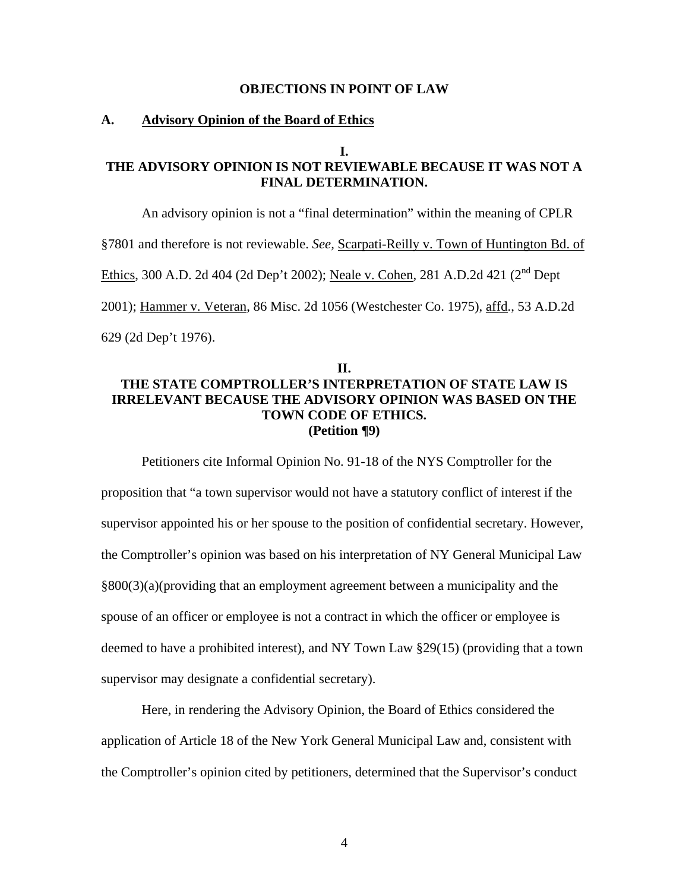**OBJECTIONS IN POINT OF LAW**

**A. <u>Advisory Opinion of the Board of Ethics</u>**

**I.**
**THE ADVISORY OPINION IS NOT REVIEWABLE BECAUSE IT WAS NOT A FINAL DETERMINATION.**

An advisory opinion is not a "final determination" within the meaning of CPLR §7801 and therefore is not reviewable. *See,* <u>Scarpati-Reilly v. Town of Huntington Bd. of Ethics</u>, 300 A.D. 2d 404 (2d Dep't 2002); <u>Neale v. Cohen</u>, 281 A.D.2d 421 (2nd Dept 2001); <u>Hammer v. Veteran</u>, 86 Misc. 2d 1056 (Westchester Co. 1975), <u>affd</u>., 53 A.D.2d 629 (2d Dep't 1976).

**II.**
**THE STATE COMPTROLLER'S INTERPRETATION OF STATE LAW IS IRRELEVANT BECAUSE THE ADVISORY OPINION WAS BASED ON THE TOWN CODE OF ETHICS.**
**(Petition ¶9)**

Petitioners cite Informal Opinion No. 91-18 of the NYS Comptroller for the proposition that "a town supervisor would not have a statutory conflict of interest if the supervisor appointed his or her spouse to the position of confidential secretary. However, the Comptroller's opinion was based on his interpretation of NY General Municipal Law §800(3)(a)(providing that an employment agreement between a municipality and the spouse of an officer or employee is not a contract in which the officer or employee is deemed to have a prohibited interest), and NY Town Law §29(15) (providing that a town supervisor may designate a confidential secretary).

Here, in rendering the Advisory Opinion, the Board of Ethics considered the application of Article 18 of the New York General Municipal Law and, consistent with the Comptroller's opinion cited by petitioners, determined that the Supervisor's conduct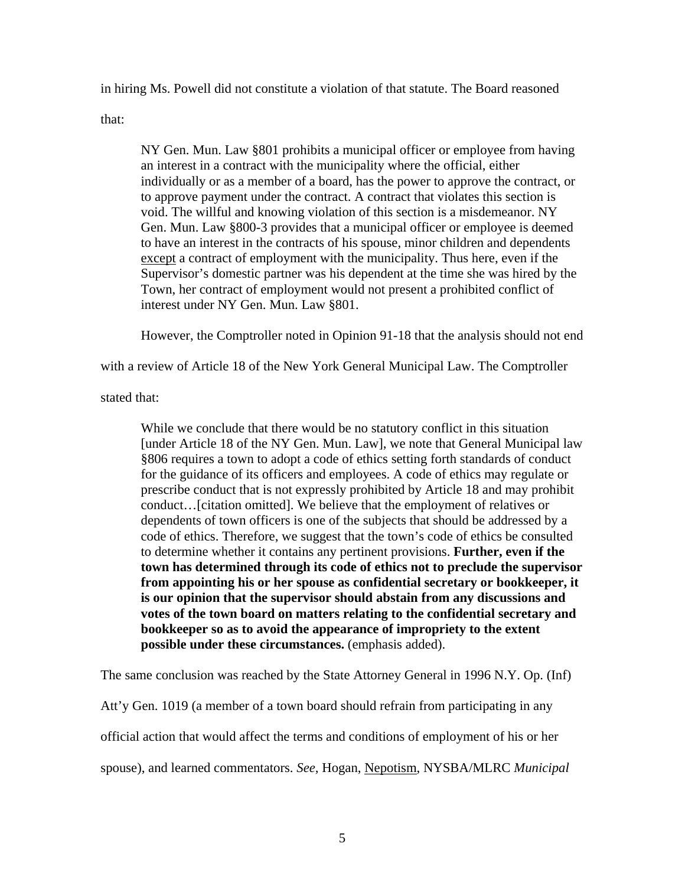in hiring Ms. Powell did not constitute a violation of that statute. The Board reasoned that:

> NY Gen. Mun. Law §801 prohibits a municipal officer or employee from having an interest in a contract with the municipality where the official, either individually or as a member of a board, has the power to approve the contract, or to approve payment under the contract. A contract that violates this section is void. The willful and knowing violation of this section is a misdemeanor. NY Gen. Mun. Law §800-3 provides that a municipal officer or employee is deemed to have an interest in the contracts of his spouse, minor children and dependents <u>except</u> a contract of employment with the municipality. Thus here, even if the Supervisor's domestic partner was his dependent at the time she was hired by the Town, her contract of employment would not present a prohibited conflict of interest under NY Gen. Mun. Law §801.

However, the Comptroller noted in Opinion 91-18 that the analysis should not end with a review of Article 18 of the New York General Municipal Law. The Comptroller stated that:

> While we conclude that there would be no statutory conflict in this situation [under Article 18 of the NY Gen. Mun. Law], we note that General Municipal law §806 requires a town to adopt a code of ethics setting forth standards of conduct for the guidance of its officers and employees. A code of ethics may regulate or prescribe conduct that is not expressly prohibited by Article 18 and may prohibit conduct…[citation omitted]. We believe that the employment of relatives or dependents of town officers is one of the subjects that should be addressed by a code of ethics. Therefore, we suggest that the town's code of ethics be consulted to determine whether it contains any pertinent provisions. **Further, even if the town has determined through its code of ethics not to preclude the supervisor from appointing his or her spouse as confidential secretary or bookkeeper, it is our opinion that the supervisor should abstain from any discussions and votes of the town board on matters relating to the confidential secretary and bookkeeper so as to avoid the appearance of impropriety to the extent possible under these circumstances.** (emphasis added).

The same conclusion was reached by the State Attorney General in 1996 N.Y. Op. (Inf) Att'y Gen. 1019 (a member of a town board should refrain from participating in any official action that would affect the terms and conditions of employment of his or her spouse), and learned commentators. *See*, Hogan, <u>Nepotism</u>, NYSBA/MLRC *Municipal*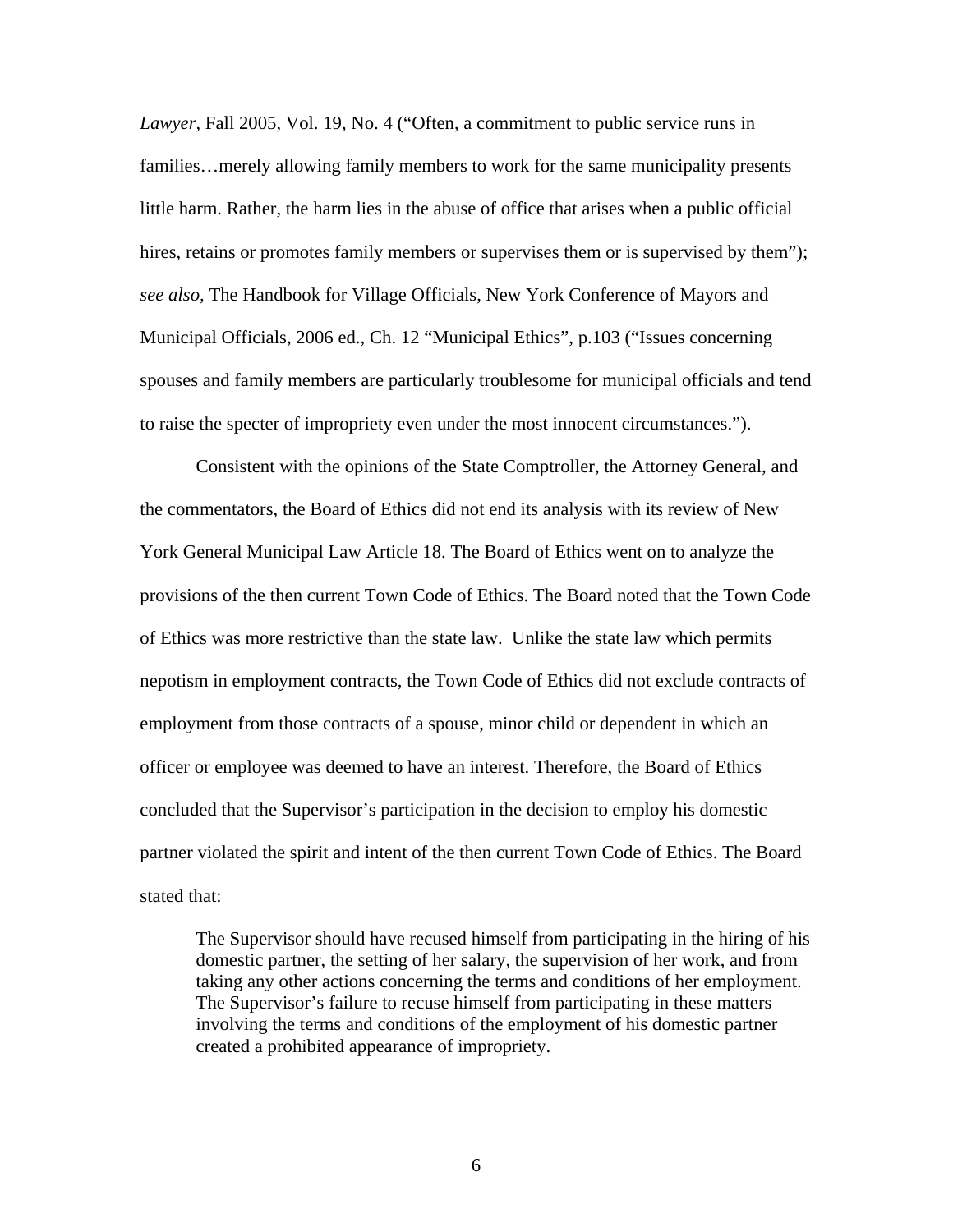*Lawyer*, Fall 2005, Vol. 19, No. 4 ("Often, a commitment to public service runs in families…merely allowing family members to work for the same municipality presents little harm. Rather, the harm lies in the abuse of office that arises when a public official hires, retains or promotes family members or supervises them or is supervised by them"); *see also,* The Handbook for Village Officials, New York Conference of Mayors and Municipal Officials, 2006 ed., Ch. 12 "Municipal Ethics", p.103 ("Issues concerning spouses and family members are particularly troublesome for municipal officials and tend to raise the specter of impropriety even under the most innocent circumstances.").

Consistent with the opinions of the State Comptroller, the Attorney General, and the commentators, the Board of Ethics did not end its analysis with its review of New York General Municipal Law Article 18. The Board of Ethics went on to analyze the provisions of the then current Town Code of Ethics. The Board noted that the Town Code of Ethics was more restrictive than the state law. Unlike the state law which permits nepotism in employment contracts, the Town Code of Ethics did not exclude contracts of employment from those contracts of a spouse, minor child or dependent in which an officer or employee was deemed to have an interest. Therefore, the Board of Ethics concluded that the Supervisor's participation in the decision to employ his domestic partner violated the spirit and intent of the then current Town Code of Ethics. The Board stated that:

> The Supervisor should have recused himself from participating in the hiring of his domestic partner, the setting of her salary, the supervision of her work, and from taking any other actions concerning the terms and conditions of her employment. The Supervisor's failure to recuse himself from participating in these matters involving the terms and conditions of the employment of his domestic partner created a prohibited appearance of impropriety.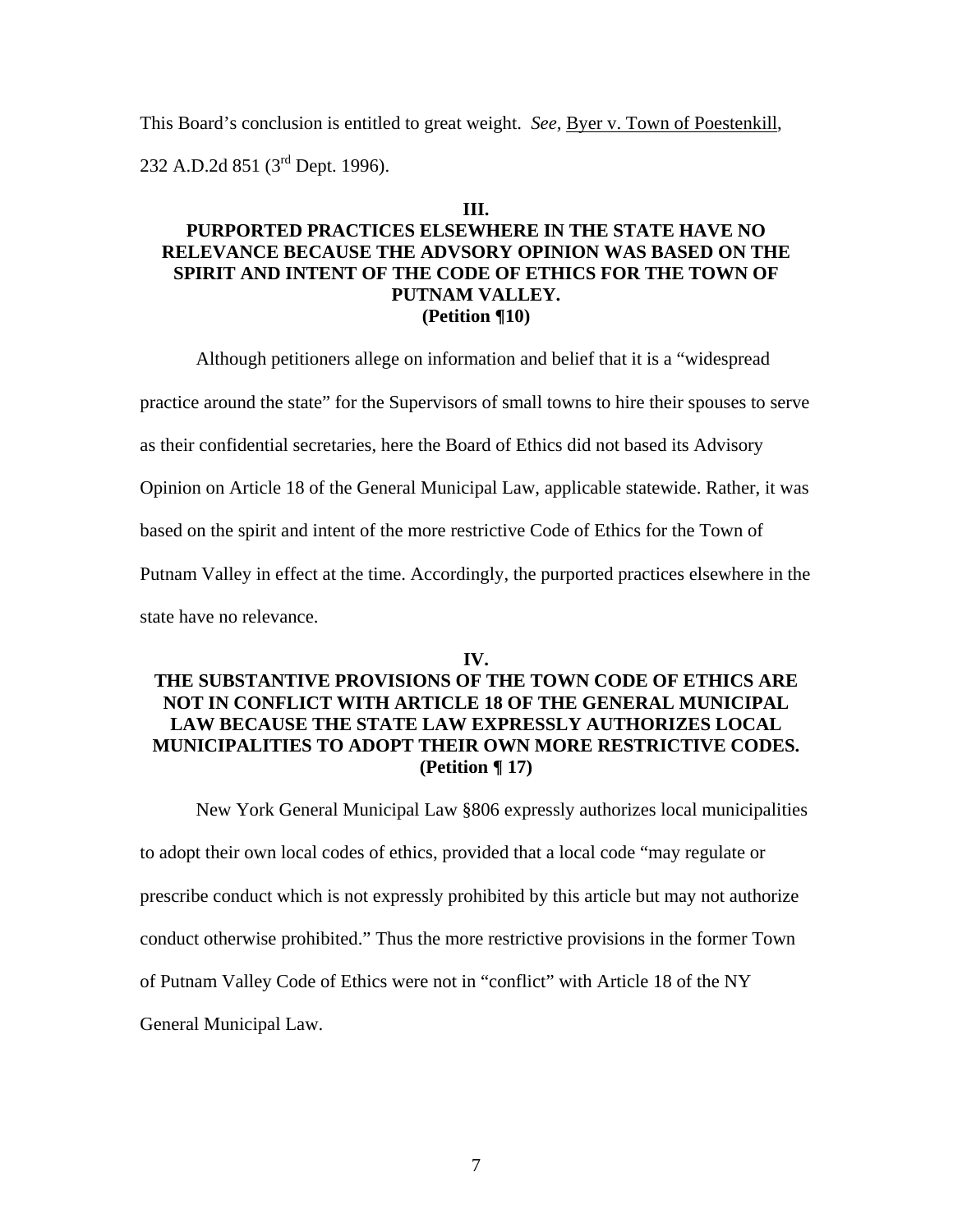This Board's conclusion is entitled to great weight. *See,* Byer v. Town of Poestenkill, 232 A.D.2d 851 (3rd Dept. 1996).

**III.**
**PURPORTED PRACTICES ELSEWHERE IN THE STATE HAVE NO RELEVANCE BECAUSE THE ADVSORY OPINION WAS BASED ON THE SPIRIT AND INTENT OF THE CODE OF ETHICS FOR THE TOWN OF PUTNAM VALLEY.**
**(Petition ¶10)**

Although petitioners allege on information and belief that it is a "widespread practice around the state" for the Supervisors of small towns to hire their spouses to serve as their confidential secretaries, here the Board of Ethics did not based its Advisory Opinion on Article 18 of the General Municipal Law, applicable statewide. Rather, it was based on the spirit and intent of the more restrictive Code of Ethics for the Town of Putnam Valley in effect at the time. Accordingly, the purported practices elsewhere in the state have no relevance.

**IV.**
**THE SUBSTANTIVE PROVISIONS OF THE TOWN CODE OF ETHICS ARE NOT IN CONFLICT WITH ARTICLE 18 OF THE GENERAL MUNICIPAL LAW BECAUSE THE STATE LAW EXPRESSLY AUTHORIZES LOCAL MUNICIPALITIES TO ADOPT THEIR OWN MORE RESTRICTIVE CODES.**
**(Petition ¶ 17)**

New York General Municipal Law §806 expressly authorizes local municipalities to adopt their own local codes of ethics, provided that a local code "may regulate or prescribe conduct which is not expressly prohibited by this article but may not authorize conduct otherwise prohibited." Thus the more restrictive provisions in the former Town of Putnam Valley Code of Ethics were not in "conflict" with Article 18 of the NY General Municipal Law.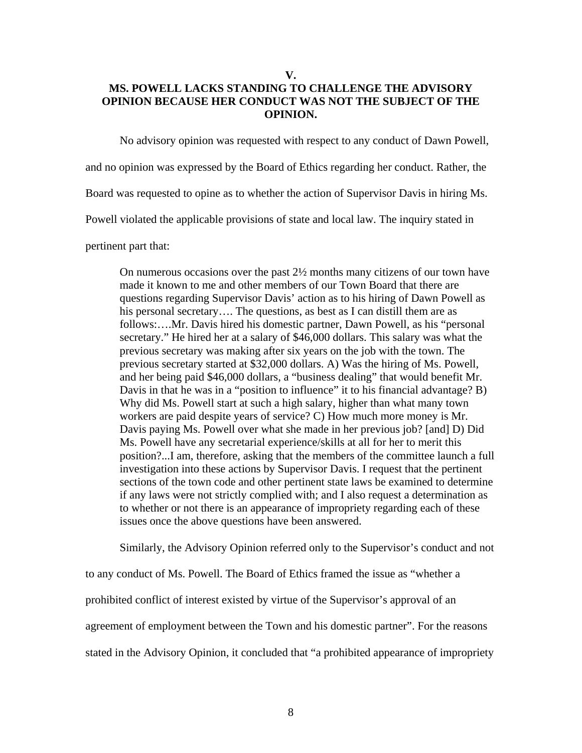## V.

## MS. POWELL LACKS STANDING TO CHALLENGE THE ADVISORY OPINION BECAUSE HER CONDUCT WAS NOT THE SUBJECT OF THE OPINION.

No advisory opinion was requested with respect to any conduct of Dawn Powell, and no opinion was expressed by the Board of Ethics regarding her conduct. Rather, the Board was requested to opine as to whether the action of Supervisor Davis in hiring Ms. Powell violated the applicable provisions of state and local law. The inquiry stated in pertinent part that:

> On numerous occasions over the past 2½ months many citizens of our town have made it known to me and other members of our Town Board that there are questions regarding Supervisor Davis' action as to his hiring of Dawn Powell as his personal secretary…. The questions, as best as I can distill them are as follows:….Mr. Davis hired his domestic partner, Dawn Powell, as his "personal secretary." He hired her at a salary of $46,000 dollars. This salary was what the previous secretary was making after six years on the job with the town. The previous secretary started at $32,000 dollars. A) Was the hiring of Ms. Powell, and her being paid $46,000 dollars, a "business dealing" that would benefit Mr. Davis in that he was in a "position to influence" it to his financial advantage? B) Why did Ms. Powell start at such a high salary, higher than what many town workers are paid despite years of service? C) How much more money is Mr. Davis paying Ms. Powell over what she made in her previous job? [and] D) Did Ms. Powell have any secretarial experience/skills at all for her to merit this position?...I am, therefore, asking that the members of the committee launch a full investigation into these actions by Supervisor Davis. I request that the pertinent sections of the town code and other pertinent state laws be examined to determine if any laws were not strictly complied with; and I also request a determination as to whether or not there is an appearance of impropriety regarding each of these issues once the above questions have been answered.

Similarly, the Advisory Opinion referred only to the Supervisor's conduct and not to any conduct of Ms. Powell. The Board of Ethics framed the issue as "whether a prohibited conflict of interest existed by virtue of the Supervisor's approval of an agreement of employment between the Town and his domestic partner". For the reasons stated in the Advisory Opinion, it concluded that "a prohibited appearance of impropriety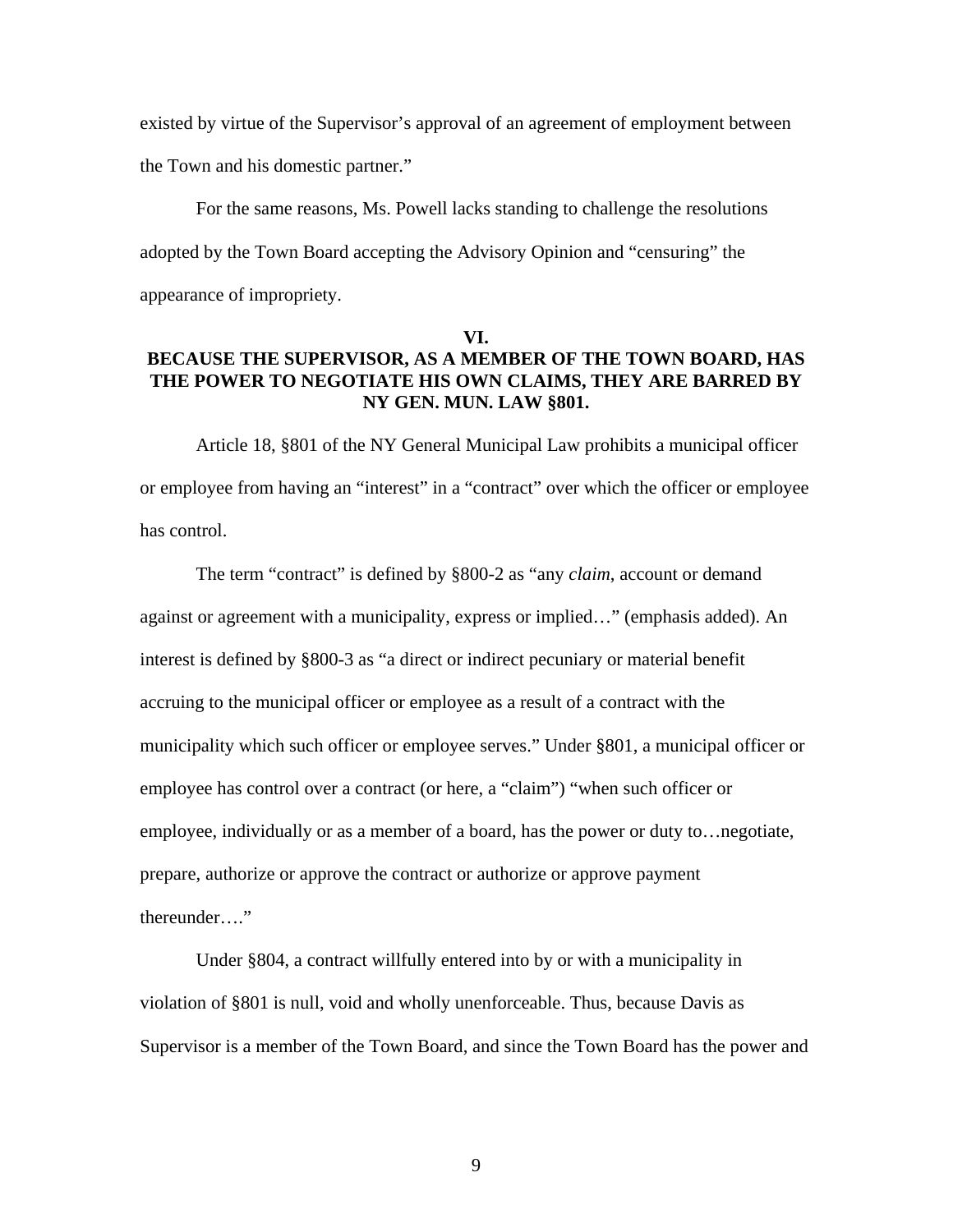existed by virtue of the Supervisor's approval of an agreement of employment between the Town and his domestic partner."

For the same reasons, Ms. Powell lacks standing to challenge the resolutions adopted by the Town Board accepting the Advisory Opinion and "censuring" the appearance of impropriety.

## VI.
## BECAUSE THE SUPERVISOR, AS A MEMBER OF THE TOWN BOARD, HAS THE POWER TO NEGOTIATE HIS OWN CLAIMS, THEY ARE BARRED BY NY GEN. MUN. LAW §801.

Article 18, §801 of the NY General Municipal Law prohibits a municipal officer or employee from having an "interest" in a "contract" over which the officer or employee has control.

The term "contract" is defined by §800-2 as "any *claim*, account or demand against or agreement with a municipality, express or implied…" (emphasis added). An interest is defined by §800-3 as "a direct or indirect pecuniary or material benefit accruing to the municipal officer or employee as a result of a contract with the municipality which such officer or employee serves." Under §801, a municipal officer or employee has control over a contract (or here, a "claim") "when such officer or employee, individually or as a member of a board, has the power or duty to…negotiate, prepare, authorize or approve the contract or authorize or approve payment thereunder…."

Under §804, a contract willfully entered into by or with a municipality in violation of §801 is null, void and wholly unenforceable. Thus, because Davis as Supervisor is a member of the Town Board, and since the Town Board has the power and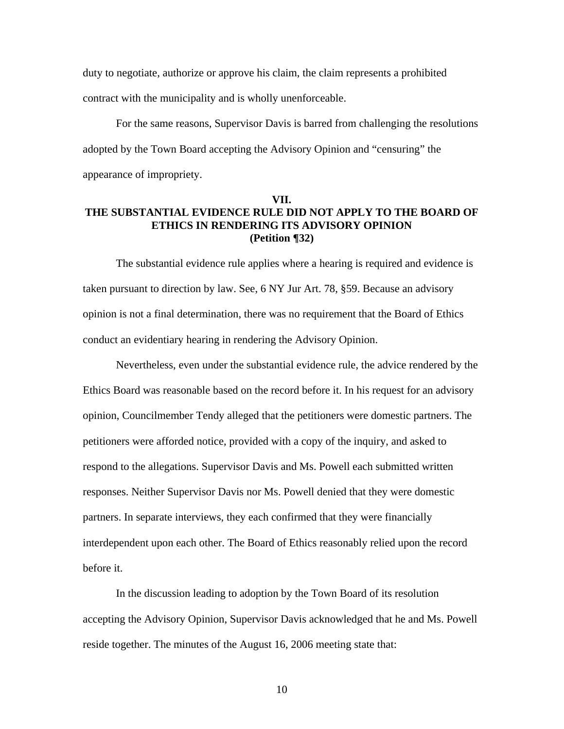duty to negotiate, authorize or approve his claim, the claim represents a prohibited contract with the municipality and is wholly unenforceable.

For the same reasons, Supervisor Davis is barred from challenging the resolutions adopted by the Town Board accepting the Advisory Opinion and "censuring" the appearance of impropriety.

## VII.
## THE SUBSTANTIAL EVIDENCE RULE DID NOT APPLY TO THE BOARD OF ETHICS IN RENDERING ITS ADVISORY OPINION
## (Petition ¶32)

The substantial evidence rule applies where a hearing is required and evidence is taken pursuant to direction by law. See, 6 NY Jur Art. 78, §59. Because an advisory opinion is not a final determination, there was no requirement that the Board of Ethics conduct an evidentiary hearing in rendering the Advisory Opinion.

Nevertheless, even under the substantial evidence rule, the advice rendered by the Ethics Board was reasonable based on the record before it. In his request for an advisory opinion, Councilmember Tendy alleged that the petitioners were domestic partners. The petitioners were afforded notice, provided with a copy of the inquiry, and asked to respond to the allegations. Supervisor Davis and Ms. Powell each submitted written responses. Neither Supervisor Davis nor Ms. Powell denied that they were domestic partners. In separate interviews, they each confirmed that they were financially interdependent upon each other. The Board of Ethics reasonably relied upon the record before it.

In the discussion leading to adoption by the Town Board of its resolution accepting the Advisory Opinion, Supervisor Davis acknowledged that he and Ms. Powell reside together. The minutes of the August 16, 2006 meeting state that: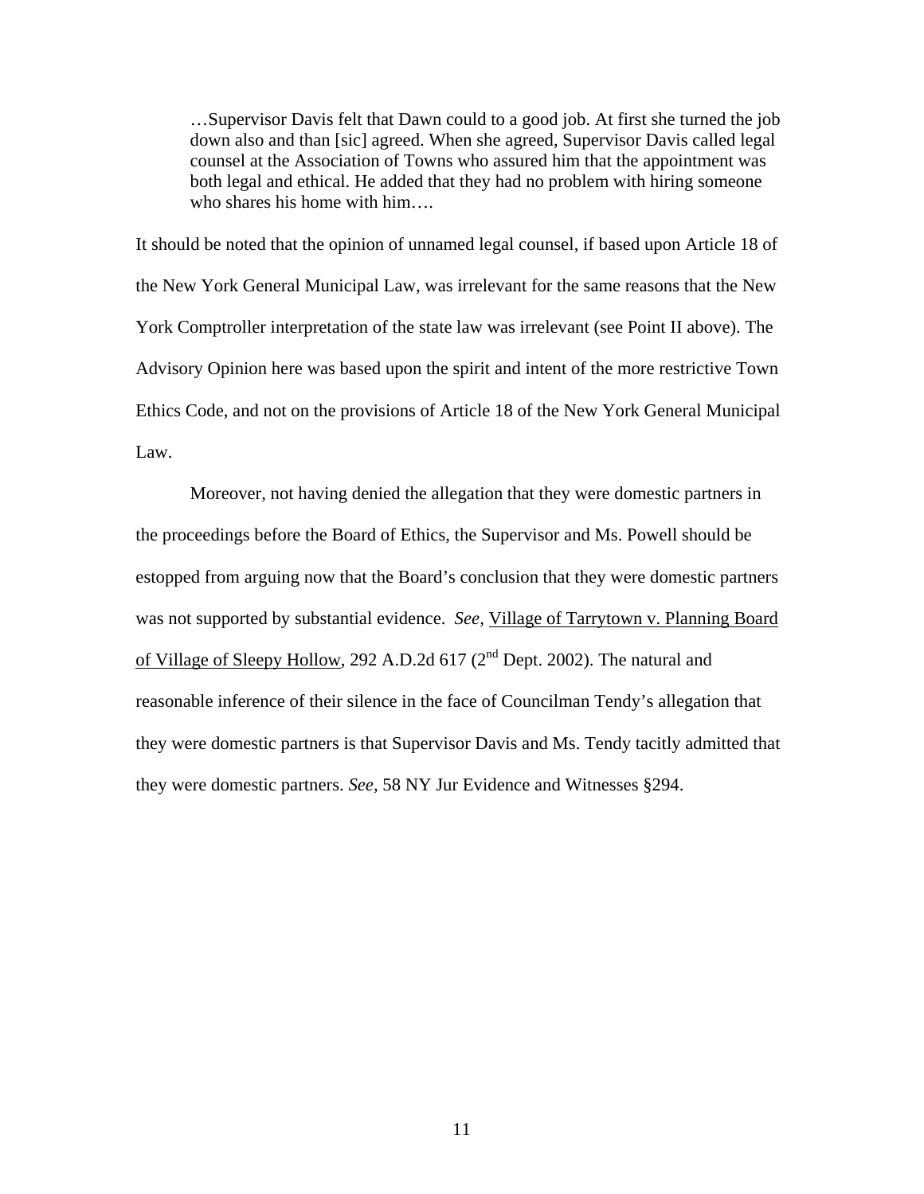> …Supervisor Davis felt that Dawn could to a good job. At first she turned the job down also and than [sic] agreed. When she agreed, Supervisor Davis called legal counsel at the Association of Towns who assured him that the appointment was both legal and ethical. He added that they had no problem with hiring someone who shares his home with him….

It should be noted that the opinion of unnamed legal counsel, if based upon Article 18 of the New York General Municipal Law, was irrelevant for the same reasons that the New York Comptroller interpretation of the state law was irrelevant (see Point II above). The Advisory Opinion here was based upon the spirit and intent of the more restrictive Town Ethics Code, and not on the provisions of Article 18 of the New York General Municipal Law.

Moreover, not having denied the allegation that they were domestic partners in the proceedings before the Board of Ethics, the Supervisor and Ms. Powell should be estopped from arguing now that the Board's conclusion that they were domestic partners was not supported by substantial evidence. *See*, Village of Tarrytown v. Planning Board of Village of Sleepy Hollow, 292 A.D.2d 617 (2nd Dept. 2002). The natural and reasonable inference of their silence in the face of Councilman Tendy's allegation that they were domestic partners is that Supervisor Davis and Ms. Tendy tacitly admitted that they were domestic partners. *See,* 58 NY Jur Evidence and Witnesses §294.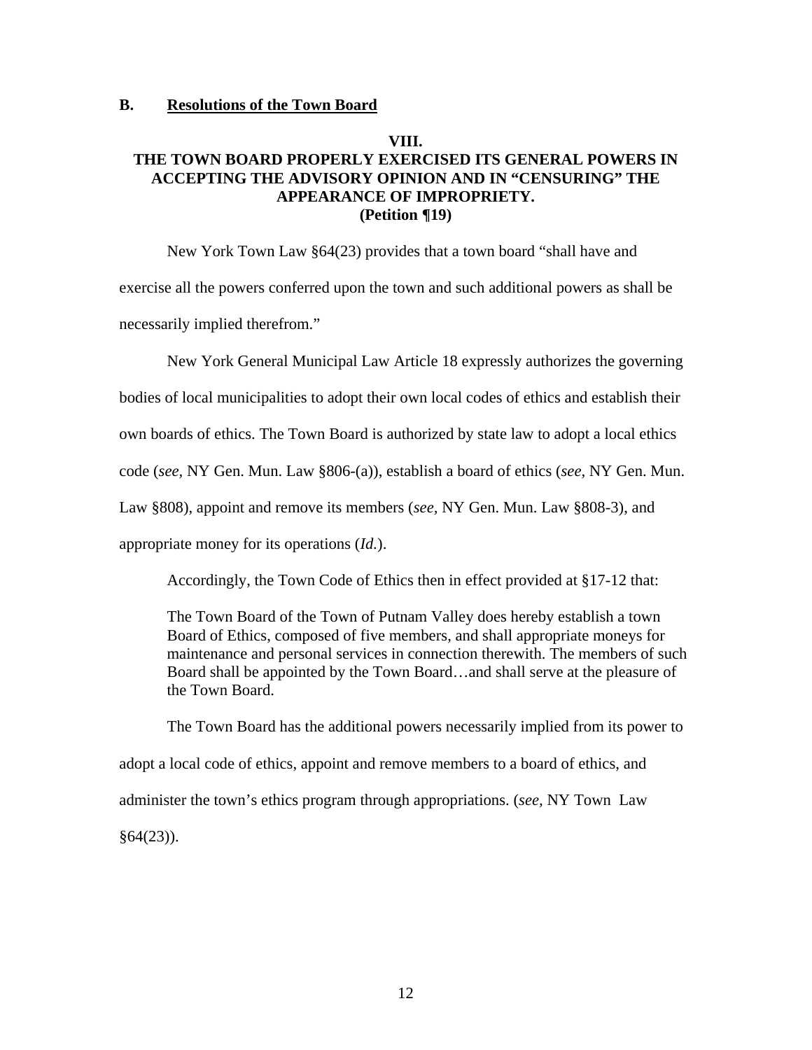## B. <u>Resolutions of the Town Board</u>

### VIII.
### THE TOWN BOARD PROPERLY EXERCISED ITS GENERAL POWERS IN ACCEPTING THE ADVISORY OPINION AND IN "CENSURING" THE APPEARANCE OF IMPROPRIETY.
### (Petition ¶19)

New York Town Law §64(23) provides that a town board "shall have and exercise all the powers conferred upon the town and such additional powers as shall be necessarily implied therefrom."

New York General Municipal Law Article 18 expressly authorizes the governing bodies of local municipalities to adopt their own local codes of ethics and establish their own boards of ethics. The Town Board is authorized by state law to adopt a local ethics code (*see,* NY Gen. Mun. Law §806-(a)), establish a board of ethics (*see,* NY Gen. Mun. Law §808), appoint and remove its members (*see,* NY Gen. Mun. Law §808-3), and appropriate money for its operations (*Id.*).

Accordingly, the Town Code of Ethics then in effect provided at §17-12 that:

> The Town Board of the Town of Putnam Valley does hereby establish a town Board of Ethics, composed of five members, and shall appropriate moneys for maintenance and personal services in connection therewith. The members of such Board shall be appointed by the Town Board…and shall serve at the pleasure of the Town Board.

The Town Board has the additional powers necessarily implied from its power to adopt a local code of ethics, appoint and remove members to a board of ethics, and administer the town's ethics program through appropriations. (*see,* NY Town Law §64(23)).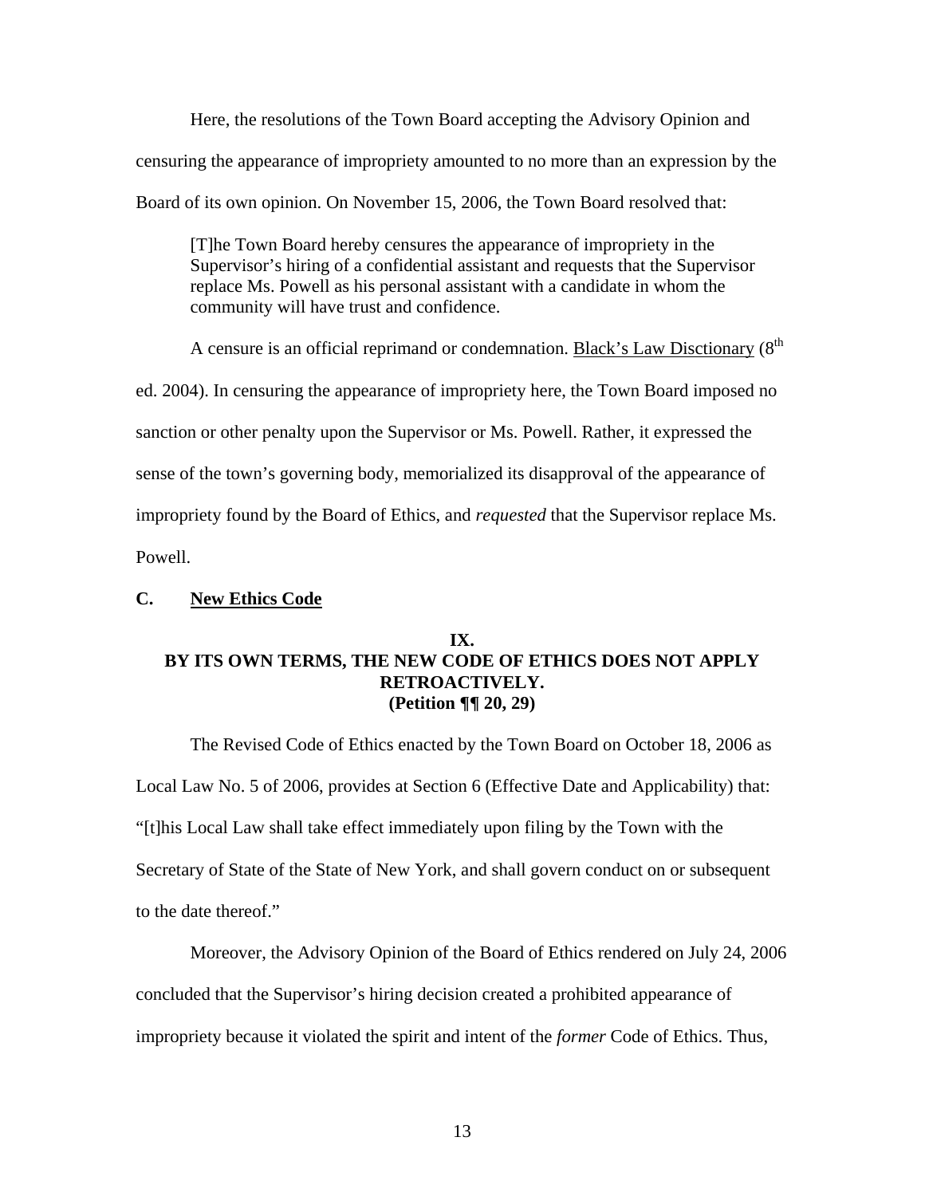Here, the resolutions of the Town Board accepting the Advisory Opinion and censuring the appearance of impropriety amounted to no more than an expression by the Board of its own opinion. On November 15, 2006, the Town Board resolved that:

> [T]he Town Board hereby censures the appearance of impropriety in the Supervisor's hiring of a confidential assistant and requests that the Supervisor replace Ms. Powell as his personal assistant with a candidate in whom the community will have trust and confidence.

A censure is an official reprimand or condemnation. Black's Law Disctionary (8th ed. 2004). In censuring the appearance of impropriety here, the Town Board imposed no sanction or other penalty upon the Supervisor or Ms. Powell. Rather, it expressed the sense of the town's governing body, memorialized its disapproval of the appearance of impropriety found by the Board of Ethics, and *requested* that the Supervisor replace Ms. Powell.

### C. New Ethics Code

**IX.**
**BY ITS OWN TERMS, THE NEW CODE OF ETHICS DOES NOT APPLY RETROACTIVELY.**
**(Petition ¶¶ 20, 29)**

The Revised Code of Ethics enacted by the Town Board on October 18, 2006 as Local Law No. 5 of 2006, provides at Section 6 (Effective Date and Applicability) that: "[t]his Local Law shall take effect immediately upon filing by the Town with the Secretary of State of the State of New York, and shall govern conduct on or subsequent to the date thereof."

Moreover, the Advisory Opinion of the Board of Ethics rendered on July 24, 2006 concluded that the Supervisor's hiring decision created a prohibited appearance of impropriety because it violated the spirit and intent of the *former* Code of Ethics. Thus,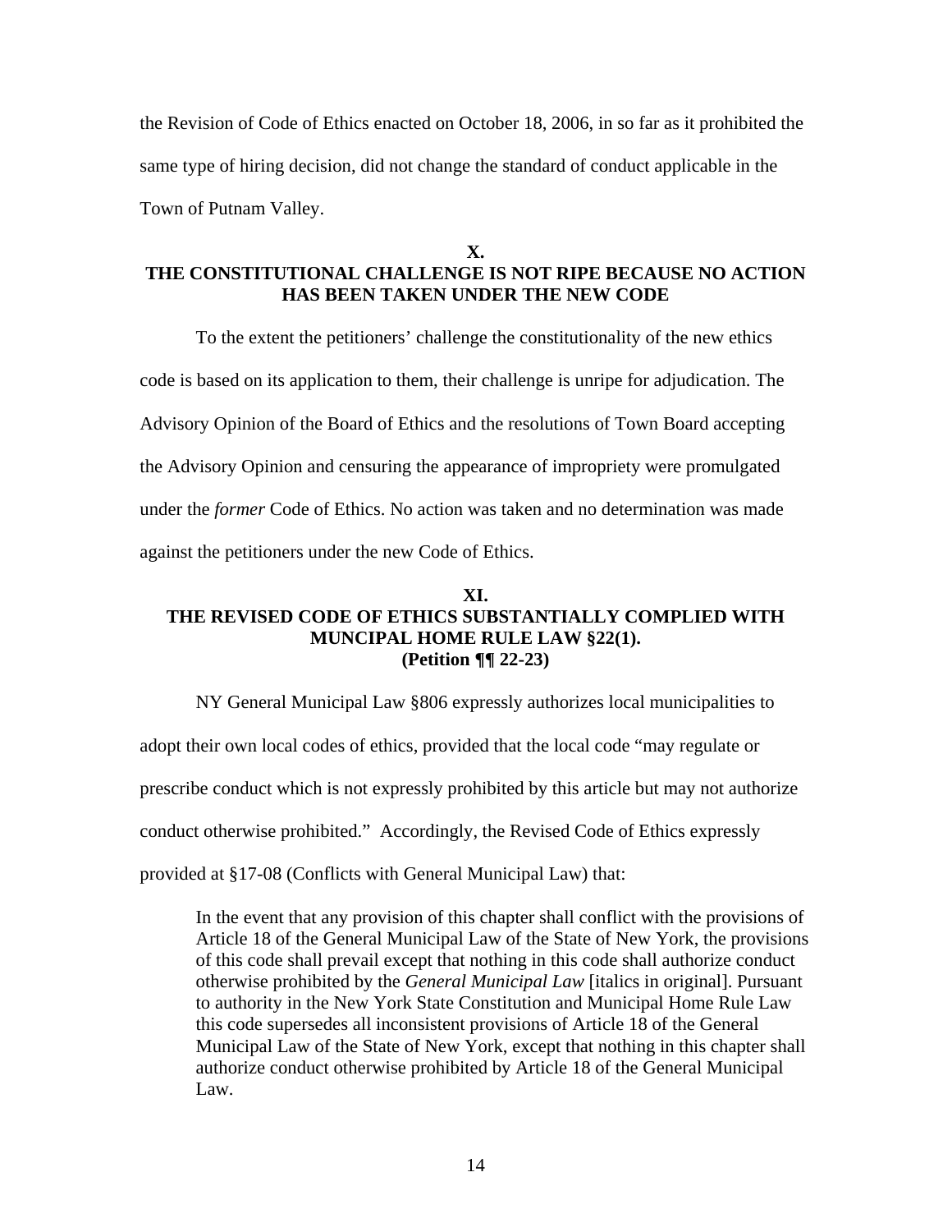the Revision of Code of Ethics enacted on October 18, 2006, in so far as it prohibited the same type of hiring decision, did not change the standard of conduct applicable in the Town of Putnam Valley.

## X.
## THE CONSTITUTIONAL CHALLENGE IS NOT RIPE BECAUSE NO ACTION HAS BEEN TAKEN UNDER THE NEW CODE

To the extent the petitioners' challenge the constitutionality of the new ethics code is based on its application to them, their challenge is unripe for adjudication. The Advisory Opinion of the Board of Ethics and the resolutions of Town Board accepting the Advisory Opinion and censuring the appearance of impropriety were promulgated under the *former* Code of Ethics. No action was taken and no determination was made against the petitioners under the new Code of Ethics.

## XI.
## THE REVISED CODE OF ETHICS SUBSTANTIALLY COMPLIED WITH MUNCIPAL HOME RULE LAW §22(1).
## (Petition ¶¶ 22-23)

NY General Municipal Law §806 expressly authorizes local municipalities to adopt their own local codes of ethics, provided that the local code "may regulate or prescribe conduct which is not expressly prohibited by this article but may not authorize conduct otherwise prohibited." Accordingly, the Revised Code of Ethics expressly provided at §17-08 (Conflicts with General Municipal Law) that:

> In the event that any provision of this chapter shall conflict with the provisions of Article 18 of the General Municipal Law of the State of New York, the provisions of this code shall prevail except that nothing in this code shall authorize conduct otherwise prohibited by the *General Municipal Law* [italics in original]. Pursuant to authority in the New York State Constitution and Municipal Home Rule Law this code supersedes all inconsistent provisions of Article 18 of the General Municipal Law of the State of New York, except that nothing in this chapter shall authorize conduct otherwise prohibited by Article 18 of the General Municipal Law.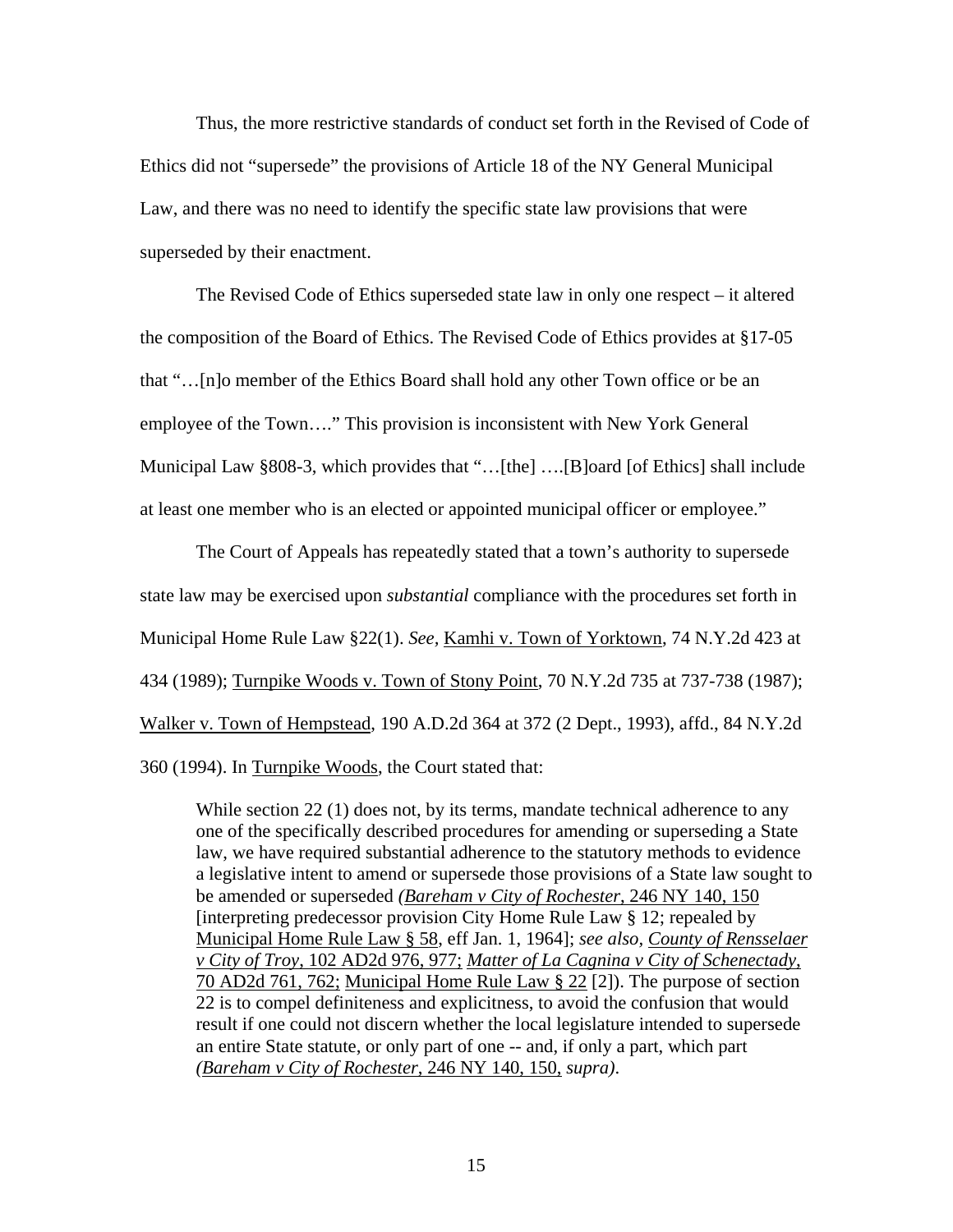Thus, the more restrictive standards of conduct set forth in the Revised of Code of Ethics did not "supersede" the provisions of Article 18 of the NY General Municipal Law, and there was no need to identify the specific state law provisions that were superseded by their enactment.

The Revised Code of Ethics superseded state law in only one respect – it altered the composition of the Board of Ethics. The Revised Code of Ethics provides at §17-05 that "…[n]o member of the Ethics Board shall hold any other Town office or be an employee of the Town…." This provision is inconsistent with New York General Municipal Law §808-3, which provides that "…[the] ….[B]oard [of Ethics] shall include at least one member who is an elected or appointed municipal officer or employee."

The Court of Appeals has repeatedly stated that a town's authority to supersede state law may be exercised upon *substantial* compliance with the procedures set forth in Municipal Home Rule Law §22(1). *See,* Kamhi v. Town of Yorktown, 74 N.Y.2d 423 at 434 (1989); Turnpike Woods v. Town of Stony Point, 70 N.Y.2d 735 at 737-738 (1987); Walker v. Town of Hempstead, 190 A.D.2d 364 at 372 (2 Dept., 1993), affd., 84 N.Y.2d 360 (1994). In Turnpike Woods, the Court stated that:

> While section 22 (1) does not, by its terms, mandate technical adherence to any one of the specifically described procedures for amending or superseding a State law, we have required substantial adherence to the statutory methods to evidence a legislative intent to amend or supersede those provisions of a State law sought to be amended or superseded *(Bareham v City of Rochester*, 246 NY 140, 150 [interpreting predecessor provision City Home Rule Law § 12; repealed by Municipal Home Rule Law § 58, eff Jan. 1, 1964]; *see also, County of Rensselaer v City of Troy*, 102 AD2d 976, 977; *Matter of La Cagnina v City of Schenectady*, 70 AD2d 761, 762; Municipal Home Rule Law § 22 [2]). The purpose of section 22 is to compel definiteness and explicitness, to avoid the confusion that would result if one could not discern whether the local legislature intended to supersede an entire State statute, or only part of one -- and, if only a part, which part *(Bareham v City of Rochester*, 246 NY 140, 150, *supra)*.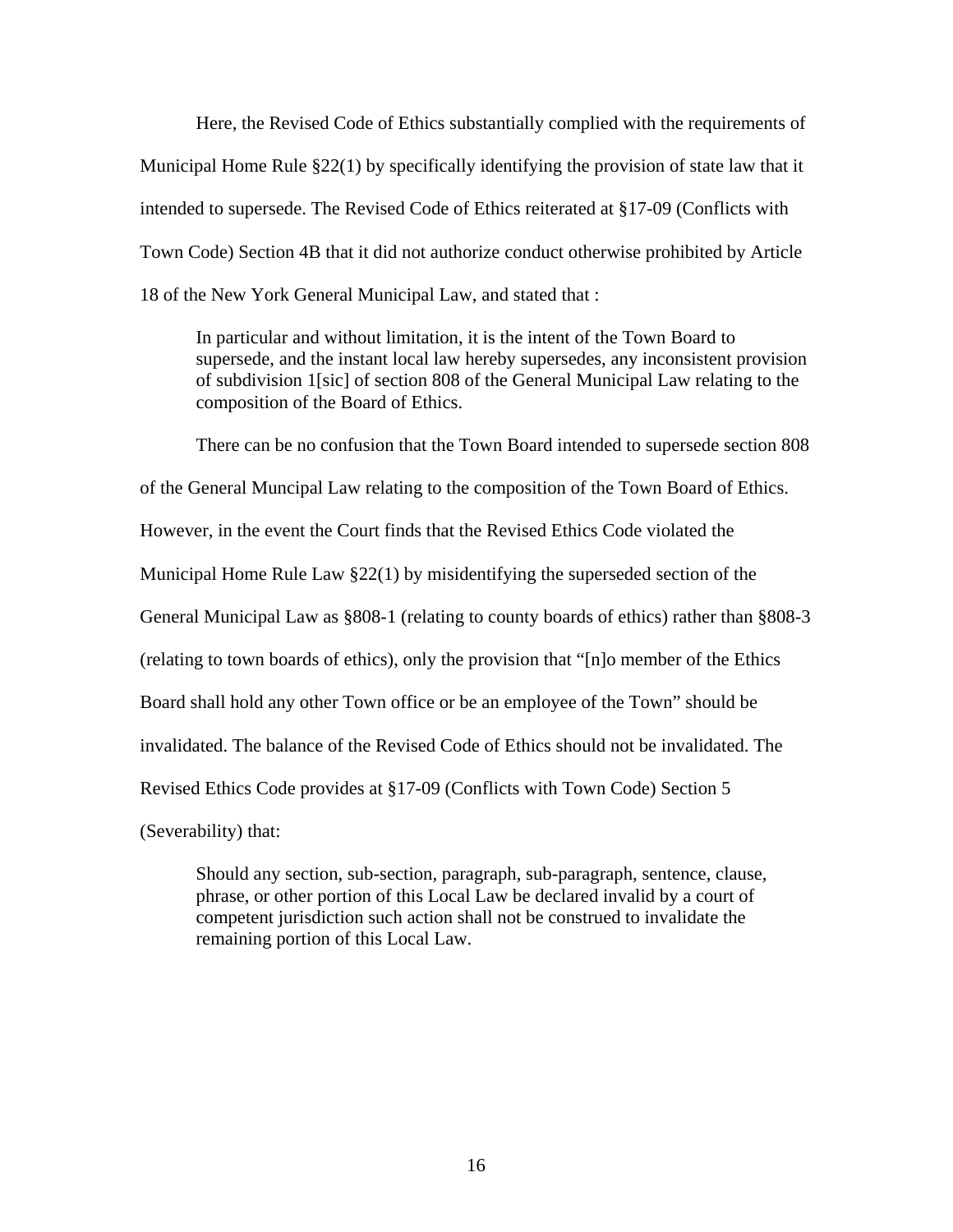Here, the Revised Code of Ethics substantially complied with the requirements of Municipal Home Rule §22(1) by specifically identifying the provision of state law that it intended to supersede. The Revised Code of Ethics reiterated at §17-09 (Conflicts with Town Code) Section 4B that it did not authorize conduct otherwise prohibited by Article 18 of the New York General Municipal Law, and stated that :

> In particular and without limitation, it is the intent of the Town Board to supersede, and the instant local law hereby supersedes, any inconsistent provision of subdivision 1[sic] of section 808 of the General Municipal Law relating to the composition of the Board of Ethics.

There can be no confusion that the Town Board intended to supersede section 808 of the General Muncipal Law relating to the composition of the Town Board of Ethics. However, in the event the Court finds that the Revised Ethics Code violated the Municipal Home Rule Law §22(1) by misidentifying the superseded section of the General Municipal Law as §808-1 (relating to county boards of ethics) rather than §808-3 (relating to town boards of ethics), only the provision that "[n]o member of the Ethics Board shall hold any other Town office or be an employee of the Town" should be invalidated. The balance of the Revised Code of Ethics should not be invalidated. The Revised Ethics Code provides at §17-09 (Conflicts with Town Code) Section 5 (Severability) that:

> Should any section, sub-section, paragraph, sub-paragraph, sentence, clause, phrase, or other portion of this Local Law be declared invalid by a court of competent jurisdiction such action shall not be construed to invalidate the remaining portion of this Local Law.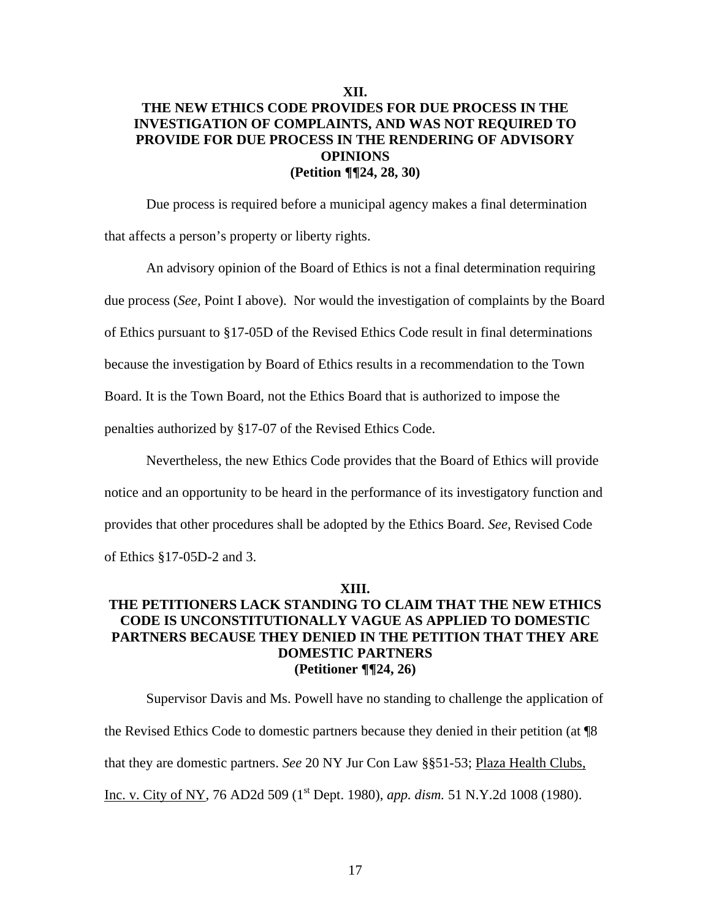## XII.
## THE NEW ETHICS CODE PROVIDES FOR DUE PROCESS IN THE INVESTIGATION OF COMPLAINTS, AND WAS NOT REQUIRED TO PROVIDE FOR DUE PROCESS IN THE RENDERING OF ADVISORY OPINIONS
## (Petition ¶¶24, 28, 30)

Due process is required before a municipal agency makes a final determination that affects a person's property or liberty rights.

An advisory opinion of the Board of Ethics is not a final determination requiring due process (*See*, Point I above). Nor would the investigation of complaints by the Board of Ethics pursuant to §17-05D of the Revised Ethics Code result in final determinations because the investigation by Board of Ethics results in a recommendation to the Town Board. It is the Town Board, not the Ethics Board that is authorized to impose the penalties authorized by §17-07 of the Revised Ethics Code.

Nevertheless, the new Ethics Code provides that the Board of Ethics will provide notice and an opportunity to be heard in the performance of its investigatory function and provides that other procedures shall be adopted by the Ethics Board. *See,* Revised Code of Ethics §17-05D-2 and 3.

## XIII.
## THE PETITIONERS LACK STANDING TO CLAIM THAT THE NEW ETHICS CODE IS UNCONSTITUTIONALLY VAGUE AS APPLIED TO DOMESTIC PARTNERS BECAUSE THEY DENIED IN THE PETITION THAT THEY ARE DOMESTIC PARTNERS
## (Petitioner ¶¶24, 26)

Supervisor Davis and Ms. Powell have no standing to challenge the application of the Revised Ethics Code to domestic partners because they denied in their petition (at ¶8 that they are domestic partners. *See* 20 NY Jur Con Law §§51-53; Plaza Health Clubs, Inc. v. City of NY, 76 AD2d 509 (1st Dept. 1980), *app. dism.* 51 N.Y.2d 1008 (1980).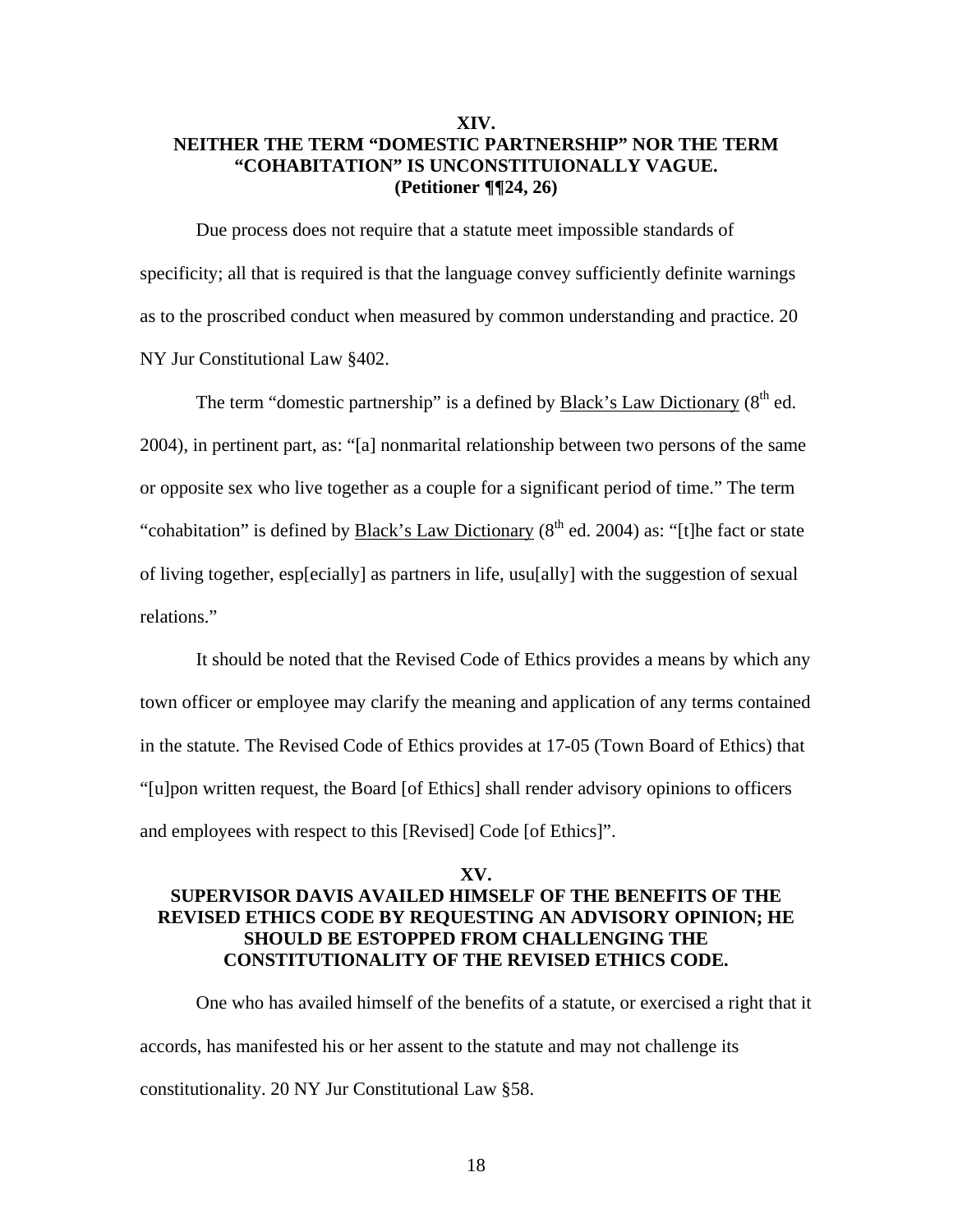## XIV.
## NEITHER THE TERM "DOMESTIC PARTNERSHIP" NOR THE TERM "COHABITATION" IS UNCONSTITUIONALLY VAGUE.
## (Petitioner ¶¶24, 26)

Due process does not require that a statute meet impossible standards of specificity; all that is required is that the language convey sufficiently definite warnings as to the proscribed conduct when measured by common understanding and practice. 20 NY Jur Constitutional Law §402.

The term "domestic partnership" is a defined by Black's Law Dictionary (8th ed. 2004), in pertinent part, as: "[a] nonmarital relationship between two persons of the same or opposite sex who live together as a couple for a significant period of time." The term "cohabitation" is defined by Black's Law Dictionary (8th ed. 2004) as: "[t]he fact or state of living together, esp[ecially] as partners in life, usu[ally] with the suggestion of sexual relations."

It should be noted that the Revised Code of Ethics provides a means by which any town officer or employee may clarify the meaning and application of any terms contained in the statute. The Revised Code of Ethics provides at 17-05 (Town Board of Ethics) that "[u]pon written request, the Board [of Ethics] shall render advisory opinions to officers and employees with respect to this [Revised] Code [of Ethics]".

## XV.
## SUPERVISOR DAVIS AVAILED HIMSELF OF THE BENEFITS OF THE REVISED ETHICS CODE BY REQUESTING AN ADVISORY OPINION; HE SHOULD BE ESTOPPED FROM CHALLENGING THE CONSTITUTIONALITY OF THE REVISED ETHICS CODE.

One who has availed himself of the benefits of a statute, or exercised a right that it accords, has manifested his or her assent to the statute and may not challenge its constitutionality. 20 NY Jur Constitutional Law §58.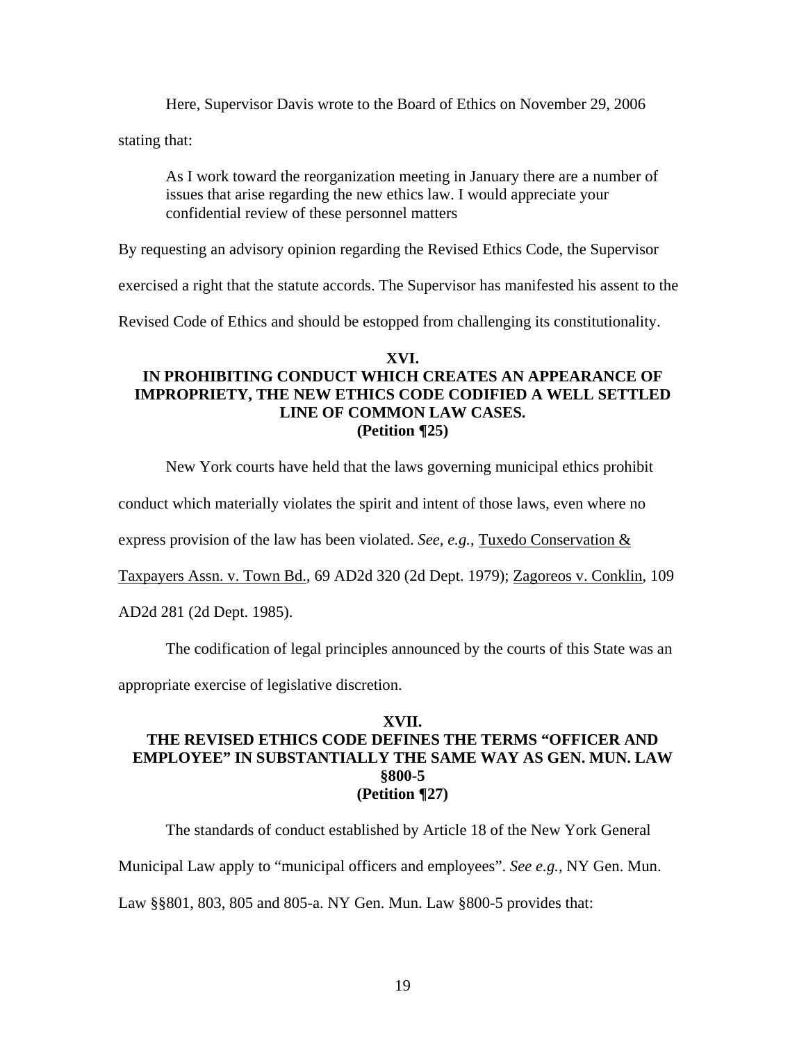Here, Supervisor Davis wrote to the Board of Ethics on November 29, 2006 stating that:

> As I work toward the reorganization meeting in January there are a number of issues that arise regarding the new ethics law. I would appreciate your confidential review of these personnel matters

By requesting an advisory opinion regarding the Revised Ethics Code, the Supervisor exercised a right that the statute accords. The Supervisor has manifested his assent to the Revised Code of Ethics and should be estopped from challenging its constitutionality.

### XVI.
### IN PROHIBITING CONDUCT WHICH CREATES AN APPEARANCE OF IMPROPRIETY, THE NEW ETHICS CODE CODIFIED A WELL SETTLED LINE OF COMMON LAW CASES.
### (Petition ¶25)

New York courts have held that the laws governing municipal ethics prohibit conduct which materially violates the spirit and intent of those laws, even where no express provision of the law has been violated. *See, e.g.*, Tuxedo Conservation & Taxpayers Assn. v. Town Bd., 69 AD2d 320 (2d Dept. 1979); Zagoreos v. Conklin, 109 AD2d 281 (2d Dept. 1985).

The codification of legal principles announced by the courts of this State was an appropriate exercise of legislative discretion.

### XVII.
### THE REVISED ETHICS CODE DEFINES THE TERMS "OFFICER AND EMPLOYEE" IN SUBSTANTIALLY THE SAME WAY AS GEN. MUN. LAW §800-5
### (Petition ¶27)

The standards of conduct established by Article 18 of the New York General Municipal Law apply to "municipal officers and employees". *See e.g.,* NY Gen. Mun. Law §§801, 803, 805 and 805-a. NY Gen. Mun. Law §800-5 provides that: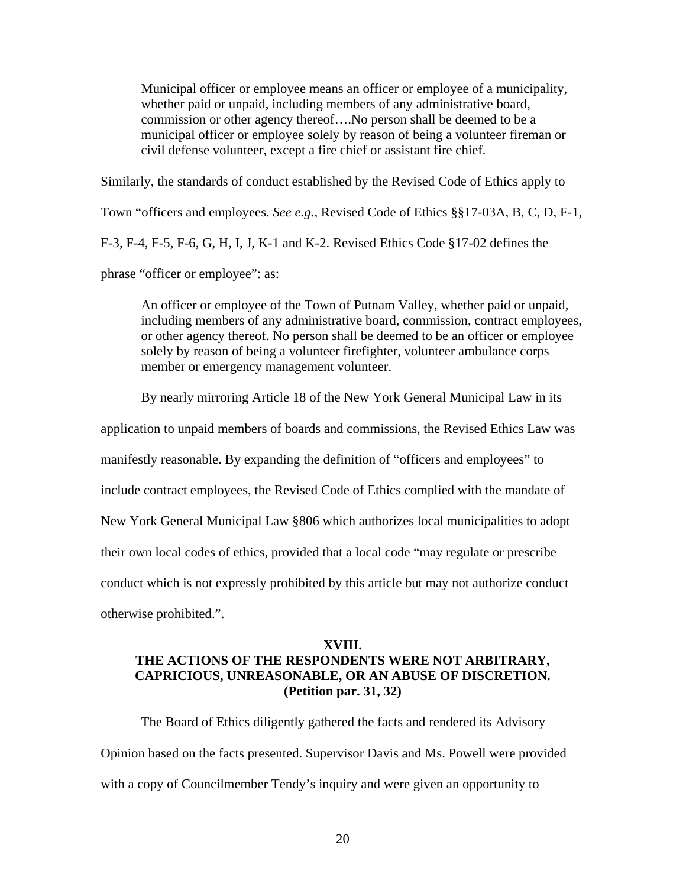> Municipal officer or employee means an officer or employee of a municipality, whether paid or unpaid, including members of any administrative board, commission or other agency thereof….No person shall be deemed to be a municipal officer or employee solely by reason of being a volunteer fireman or civil defense volunteer, except a fire chief or assistant fire chief.

Similarly, the standards of conduct established by the Revised Code of Ethics apply to Town "officers and employees. *See e.g.,* Revised Code of Ethics §§17-03A, B, C, D, F-1, F-3, F-4, F-5, F-6, G, H, I, J, K-1 and K-2. Revised Ethics Code §17-02 defines the phrase "officer or employee": as:

> An officer or employee of the Town of Putnam Valley, whether paid or unpaid, including members of any administrative board, commission, contract employees, or other agency thereof. No person shall be deemed to be an officer or employee solely by reason of being a volunteer firefighter, volunteer ambulance corps member or emergency management volunteer.

By nearly mirroring Article 18 of the New York General Municipal Law in its application to unpaid members of boards and commissions, the Revised Ethics Law was manifestly reasonable. By expanding the definition of "officers and employees" to include contract employees, the Revised Code of Ethics complied with the mandate of New York General Municipal Law §806 which authorizes local municipalities to adopt their own local codes of ethics, provided that a local code "may regulate or prescribe conduct which is not expressly prohibited by this article but may not authorize conduct otherwise prohibited.".

## XVIII.
## THE ACTIONS OF THE RESPONDENTS WERE NOT ARBITRARY, CAPRICIOUS, UNREASONABLE, OR AN ABUSE OF DISCRETION. (Petition par. 31, 32)

The Board of Ethics diligently gathered the facts and rendered its Advisory Opinion based on the facts presented. Supervisor Davis and Ms. Powell were provided with a copy of Councilmember Tendy's inquiry and were given an opportunity to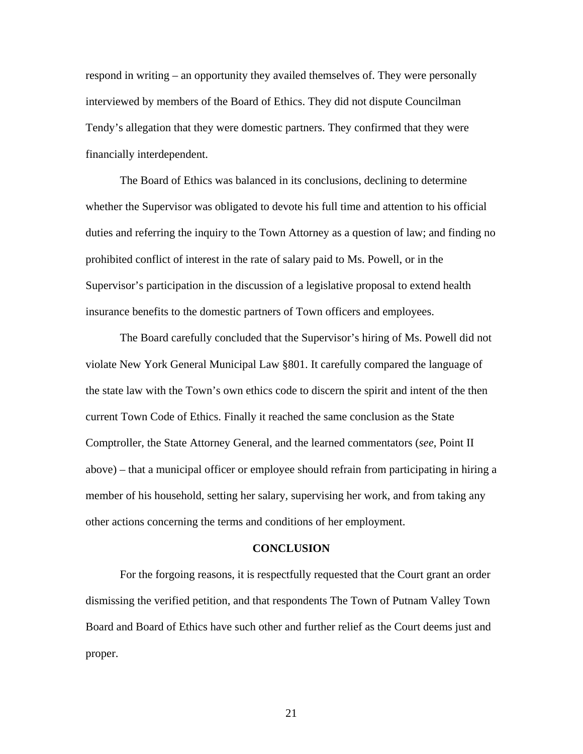respond in writing – an opportunity they availed themselves of. They were personally interviewed by members of the Board of Ethics. They did not dispute Councilman Tendy's allegation that they were domestic partners. They confirmed that they were financially interdependent.

The Board of Ethics was balanced in its conclusions, declining to determine whether the Supervisor was obligated to devote his full time and attention to his official duties and referring the inquiry to the Town Attorney as a question of law; and finding no prohibited conflict of interest in the rate of salary paid to Ms. Powell, or in the Supervisor's participation in the discussion of a legislative proposal to extend health insurance benefits to the domestic partners of Town officers and employees.

The Board carefully concluded that the Supervisor's hiring of Ms. Powell did not violate New York General Municipal Law §801. It carefully compared the language of the state law with the Town's own ethics code to discern the spirit and intent of the then current Town Code of Ethics. Finally it reached the same conclusion as the State Comptroller, the State Attorney General, and the learned commentators (*see*, Point II above) – that a municipal officer or employee should refrain from participating in hiring a member of his household, setting her salary, supervising her work, and from taking any other actions concerning the terms and conditions of her employment.

## CONCLUSION

For the forgoing reasons, it is respectfully requested that the Court grant an order dismissing the verified petition, and that respondents The Town of Putnam Valley Town Board and Board of Ethics have such other and further relief as the Court deems just and proper.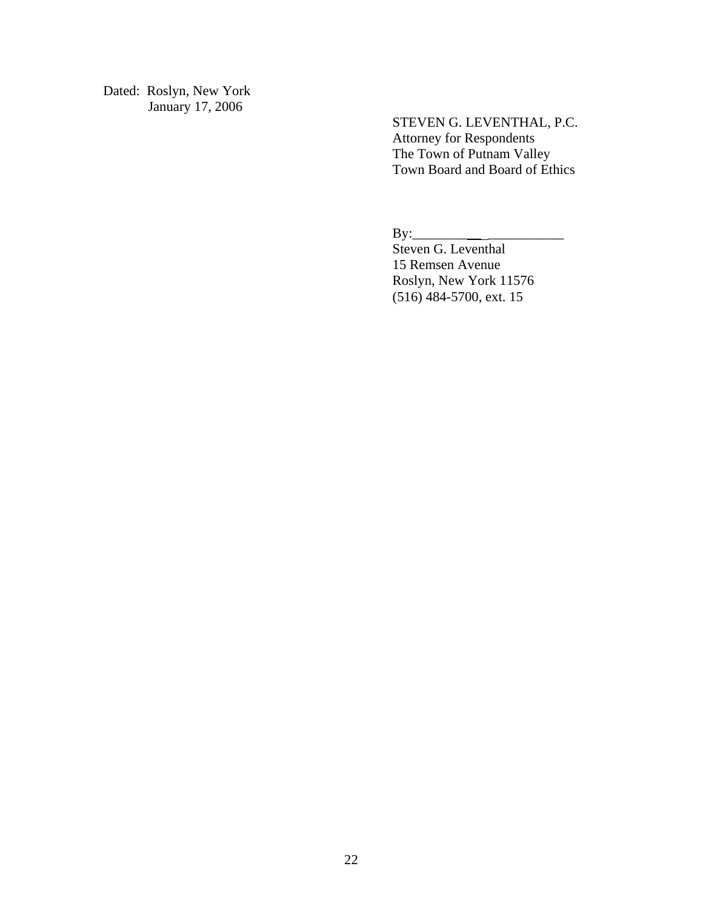Dated: Roslyn, New York
January 17, 2006

STEVEN G. LEVENTHAL, P.C.
Attorney for Respondents
The Town of Putnam Valley
Town Board and Board of Ethics

By:________________________

Steven G. Leventhal
15 Remsen Avenue
Roslyn, New York 11576
(516) 484-5700, ext. 15